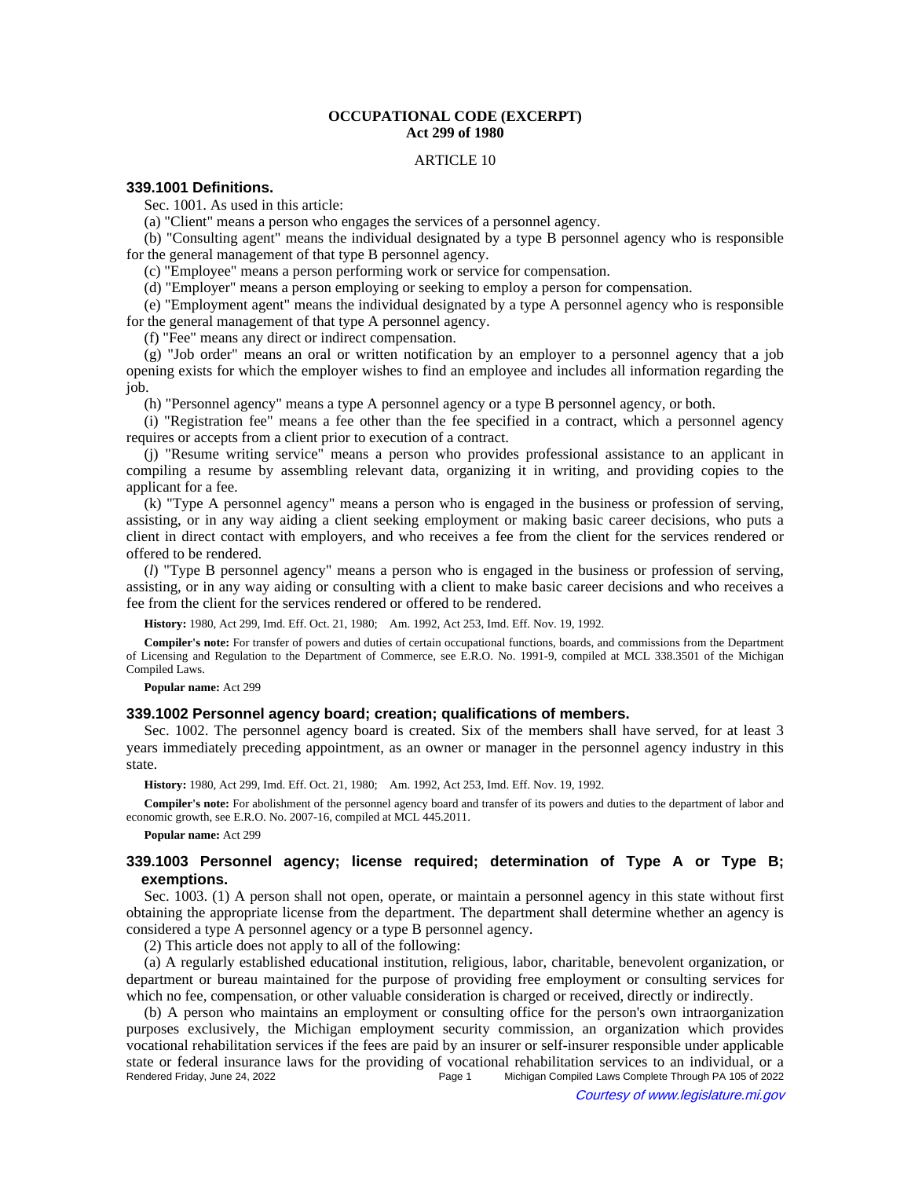**OCCUPATIONAL CODE (EXCERPT)**
**Act 299 of 1980**

ARTICLE 10

### 339.1001 Definitions.

Sec. 1001. As used in this article:

(a) "Client" means a person who engages the services of a personnel agency.

(b) "Consulting agent" means the individual designated by a type B personnel agency who is responsible for the general management of that type B personnel agency.

(c) "Employee" means a person performing work or service for compensation.

(d) "Employer" means a person employing or seeking to employ a person for compensation.

(e) "Employment agent" means the individual designated by a type A personnel agency who is responsible for the general management of that type A personnel agency.

(f) "Fee" means any direct or indirect compensation.

(g) "Job order" means an oral or written notification by an employer to a personnel agency that a job opening exists for which the employer wishes to find an employee and includes all information regarding the job.

(h) "Personnel agency" means a type A personnel agency or a type B personnel agency, or both.

(i) "Registration fee" means a fee other than the fee specified in a contract, which a personnel agency requires or accepts from a client prior to execution of a contract.

(j) "Resume writing service" means a person who provides professional assistance to an applicant in compiling a resume by assembling relevant data, organizing it in writing, and providing copies to the applicant for a fee.

(k) "Type A personnel agency" means a person who is engaged in the business or profession of serving, assisting, or in any way aiding a client seeking employment or making basic career decisions, who puts a client in direct contact with employers, and who receives a fee from the client for the services rendered or offered to be rendered.

(*l*) "Type B personnel agency" means a person who is engaged in the business or profession of serving, assisting, or in any way aiding or consulting with a client to make basic career decisions and who receives a fee from the client for the services rendered or offered to be rendered.

**History:** 1980, Act 299, Imd. Eff. Oct. 21, 1980; Am. 1992, Act 253, Imd. Eff. Nov. 19, 1992.

**Compiler's note:** For transfer of powers and duties of certain occupational functions, boards, and commissions from the Department of Licensing and Regulation to the Department of Commerce, see E.R.O. No. 1991-9, compiled at MCL 338.3501 of the Michigan Compiled Laws.

**Popular name:** Act 299

### 339.1002 Personnel agency board; creation; qualifications of members.

Sec. 1002. The personnel agency board is created. Six of the members shall have served, for at least 3 years immediately preceding appointment, as an owner or manager in the personnel agency industry in this state.

**History:** 1980, Act 299, Imd. Eff. Oct. 21, 1980; Am. 1992, Act 253, Imd. Eff. Nov. 19, 1992.

**Compiler's note:** For abolishment of the personnel agency board and transfer of its powers and duties to the department of labor and economic growth, see E.R.O. No. 2007-16, compiled at MCL 445.2011.

**Popular name:** Act 299

### 339.1003 Personnel agency; license required; determination of Type A or Type B; exemptions.

Sec. 1003. (1) A person shall not open, operate, or maintain a personnel agency in this state without first obtaining the appropriate license from the department. The department shall determine whether an agency is considered a type A personnel agency or a type B personnel agency.

(2) This article does not apply to all of the following:

(a) A regularly established educational institution, religious, labor, charitable, benevolent organization, or department or bureau maintained for the purpose of providing free employment or consulting services for which no fee, compensation, or other valuable consideration is charged or received, directly or indirectly.

(b) A person who maintains an employment or consulting office for the person's own intraorganization purposes exclusively, the Michigan employment security commission, an organization which provides vocational rehabilitation services if the fees are paid by an insurer or self-insurer responsible under applicable state or federal insurance laws for the providing of vocational rehabilitation services to an individual, or a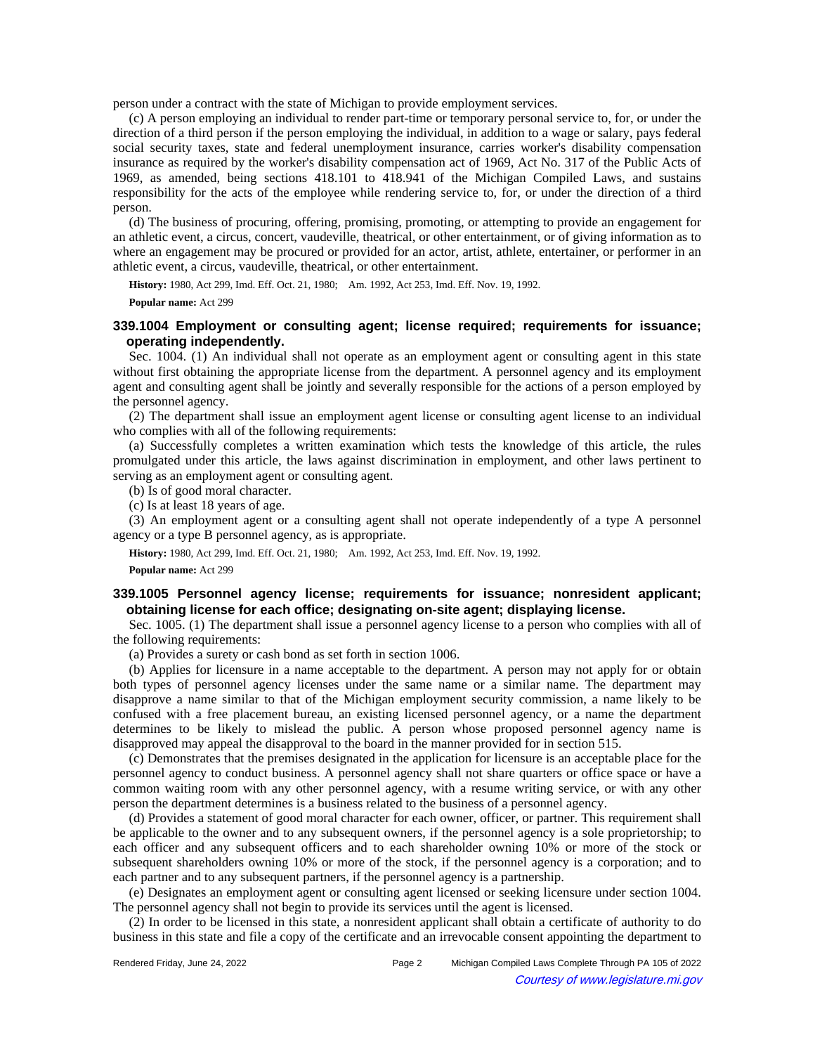person under a contract with the state of Michigan to provide employment services.

(c) A person employing an individual to render part-time or temporary personal service to, for, or under the direction of a third person if the person employing the individual, in addition to a wage or salary, pays federal social security taxes, state and federal unemployment insurance, carries worker's disability compensation insurance as required by the worker's disability compensation act of 1969, Act No. 317 of the Public Acts of 1969, as amended, being sections 418.101 to 418.941 of the Michigan Compiled Laws, and sustains responsibility for the acts of the employee while rendering service to, for, or under the direction of a third person.

(d) The business of procuring, offering, promising, promoting, or attempting to provide an engagement for an athletic event, a circus, concert, vaudeville, theatrical, or other entertainment, or of giving information as to where an engagement may be procured or provided for an actor, artist, athlete, entertainer, or performer in an athletic event, a circus, vaudeville, theatrical, or other entertainment.

**History:** 1980, Act 299, Imd. Eff. Oct. 21, 1980; Am. 1992, Act 253, Imd. Eff. Nov. 19, 1992.

**Popular name:** Act 299

### 339.1004 Employment or consulting agent; license required; requirements for issuance; operating independently.

Sec. 1004. (1) An individual shall not operate as an employment agent or consulting agent in this state without first obtaining the appropriate license from the department. A personnel agency and its employment agent and consulting agent shall be jointly and severally responsible for the actions of a person employed by the personnel agency.

(2) The department shall issue an employment agent license or consulting agent license to an individual who complies with all of the following requirements:

(a) Successfully completes a written examination which tests the knowledge of this article, the rules promulgated under this article, the laws against discrimination in employment, and other laws pertinent to serving as an employment agent or consulting agent.

(b) Is of good moral character.

(c) Is at least 18 years of age.

(3) An employment agent or a consulting agent shall not operate independently of a type A personnel agency or a type B personnel agency, as is appropriate.

**History:** 1980, Act 299, Imd. Eff. Oct. 21, 1980; Am. 1992, Act 253, Imd. Eff. Nov. 19, 1992.

**Popular name:** Act 299

### 339.1005 Personnel agency license; requirements for issuance; nonresident applicant; obtaining license for each office; designating on-site agent; displaying license.

Sec. 1005. (1) The department shall issue a personnel agency license to a person who complies with all of the following requirements:

(a) Provides a surety or cash bond as set forth in section 1006.

(b) Applies for licensure in a name acceptable to the department. A person may not apply for or obtain both types of personnel agency licenses under the same name or a similar name. The department may disapprove a name similar to that of the Michigan employment security commission, a name likely to be confused with a free placement bureau, an existing licensed personnel agency, or a name the department determines to be likely to mislead the public. A person whose proposed personnel agency name is disapproved may appeal the disapproval to the board in the manner provided for in section 515.

(c) Demonstrates that the premises designated in the application for licensure is an acceptable place for the personnel agency to conduct business. A personnel agency shall not share quarters or office space or have a common waiting room with any other personnel agency, with a resume writing service, or with any other person the department determines is a business related to the business of a personnel agency.

(d) Provides a statement of good moral character for each owner, officer, or partner. This requirement shall be applicable to the owner and to any subsequent owners, if the personnel agency is a sole proprietorship; to each officer and any subsequent officers and to each shareholder owning 10% or more of the stock or subsequent shareholders owning 10% or more of the stock, if the personnel agency is a corporation; and to each partner and to any subsequent partners, if the personnel agency is a partnership.

(e) Designates an employment agent or consulting agent licensed or seeking licensure under section 1004. The personnel agency shall not begin to provide its services until the agent is licensed.

(2) In order to be licensed in this state, a nonresident applicant shall obtain a certificate of authority to do business in this state and file a copy of the certificate and an irrevocable consent appointing the department to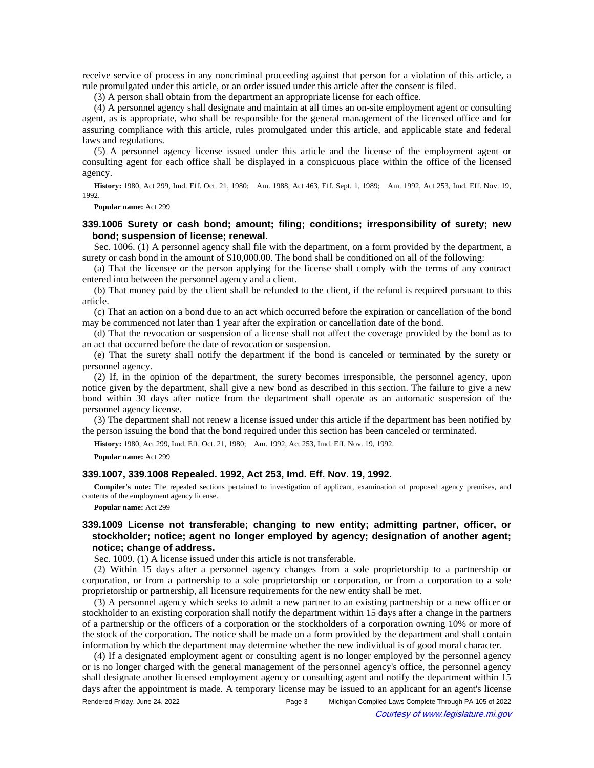receive service of process in any noncriminal proceeding against that person for a violation of this article, a rule promulgated under this article, or an order issued under this article after the consent is filed.

(3) A person shall obtain from the department an appropriate license for each office.

(4) A personnel agency shall designate and maintain at all times an on-site employment agent or consulting agent, as is appropriate, who shall be responsible for the general management of the licensed office and for assuring compliance with this article, rules promulgated under this article, and applicable state and federal laws and regulations.

(5) A personnel agency license issued under this article and the license of the employment agent or consulting agent for each office shall be displayed in a conspicuous place within the office of the licensed agency.

**History:** 1980, Act 299, Imd. Eff. Oct. 21, 1980; Am. 1988, Act 463, Eff. Sept. 1, 1989; Am. 1992, Act 253, Imd. Eff. Nov. 19, 1992.

**Popular name:** Act 299

### 339.1006 Surety or cash bond; amount; filing; conditions; irresponsibility of surety; new bond; suspension of license; renewal.

Sec. 1006. (1) A personnel agency shall file with the department, on a form provided by the department, a surety or cash bond in the amount of $10,000.00. The bond shall be conditioned on all of the following:

(a) That the licensee or the person applying for the license shall comply with the terms of any contract entered into between the personnel agency and a client.

(b) That money paid by the client shall be refunded to the client, if the refund is required pursuant to this article.

(c) That an action on a bond due to an act which occurred before the expiration or cancellation of the bond may be commenced not later than 1 year after the expiration or cancellation date of the bond.

(d) That the revocation or suspension of a license shall not affect the coverage provided by the bond as to an act that occurred before the date of revocation or suspension.

(e) That the surety shall notify the department if the bond is canceled or terminated by the surety or personnel agency.

(2) If, in the opinion of the department, the surety becomes irresponsible, the personnel agency, upon notice given by the department, shall give a new bond as described in this section. The failure to give a new bond within 30 days after notice from the department shall operate as an automatic suspension of the personnel agency license.

(3) The department shall not renew a license issued under this article if the department has been notified by the person issuing the bond that the bond required under this section has been canceled or terminated.

**History:** 1980, Act 299, Imd. Eff. Oct. 21, 1980; Am. 1992, Act 253, Imd. Eff. Nov. 19, 1992.

**Popular name:** Act 299

### 339.1007, 339.1008 Repealed. 1992, Act 253, Imd. Eff. Nov. 19, 1992.

**Compiler's note:** The repealed sections pertained to investigation of applicant, examination of proposed agency premises, and contents of the employment agency license.

**Popular name:** Act 299

### 339.1009 License not transferable; changing to new entity; admitting partner, officer, or stockholder; notice; agent no longer employed by agency; designation of another agent; notice; change of address.

Sec. 1009. (1) A license issued under this article is not transferable.

(2) Within 15 days after a personnel agency changes from a sole proprietorship to a partnership or corporation, or from a partnership to a sole proprietorship or corporation, or from a corporation to a sole proprietorship or partnership, all licensure requirements for the new entity shall be met.

(3) A personnel agency which seeks to admit a new partner to an existing partnership or a new officer or stockholder to an existing corporation shall notify the department within 15 days after a change in the partners of a partnership or the officers of a corporation or the stockholders of a corporation owning 10% or more of the stock of the corporation. The notice shall be made on a form provided by the department and shall contain information by which the department may determine whether the new individual is of good moral character.

(4) If a designated employment agent or consulting agent is no longer employed by the personnel agency or is no longer charged with the general management of the personnel agency's office, the personnel agency shall designate another licensed employment agency or consulting agent and notify the department within 15 days after the appointment is made. A temporary license may be issued to an applicant for an agent's license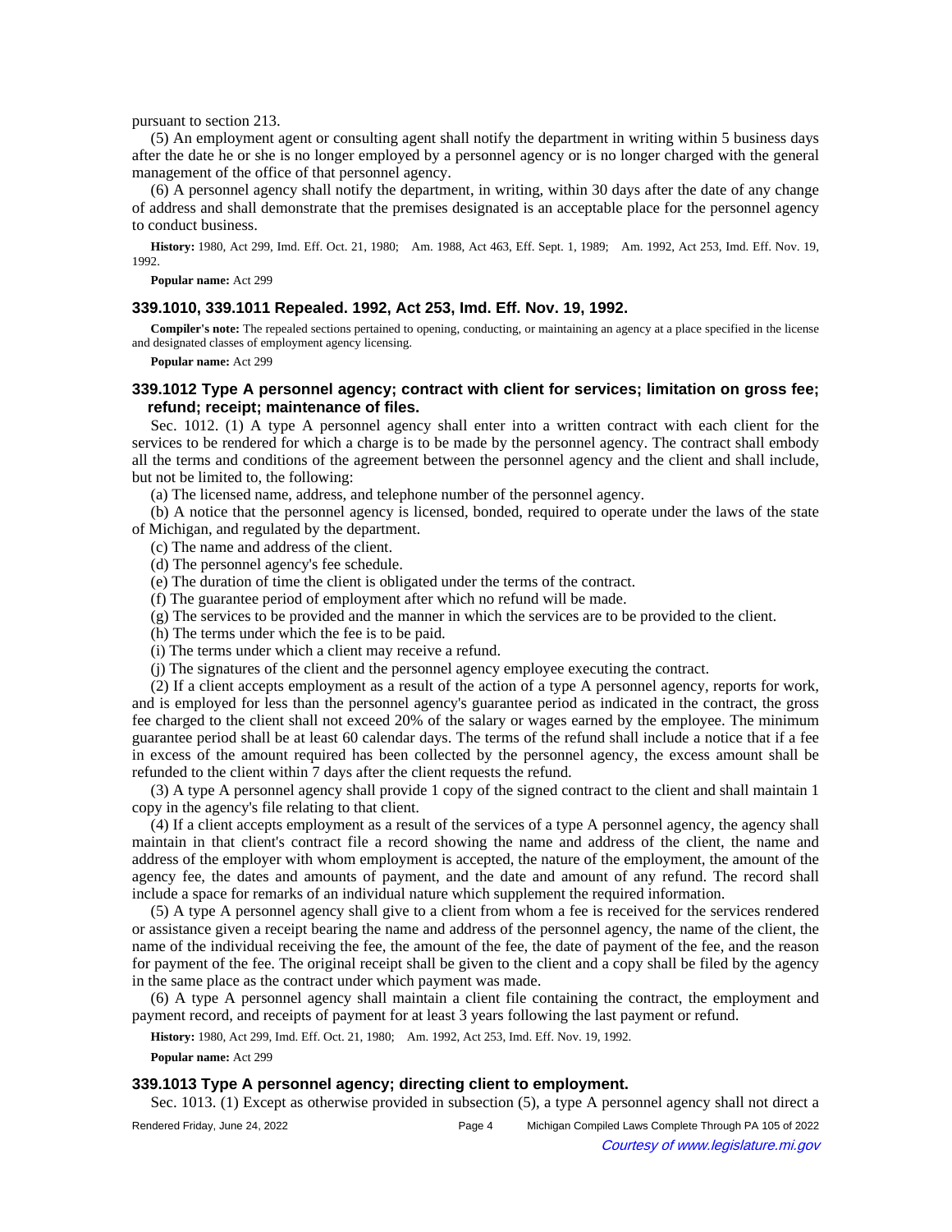pursuant to section 213.

(5) An employment agent or consulting agent shall notify the department in writing within 5 business days after the date he or she is no longer employed by a personnel agency or is no longer charged with the general management of the office of that personnel agency.

(6) A personnel agency shall notify the department, in writing, within 30 days after the date of any change of address and shall demonstrate that the premises designated is an acceptable place for the personnel agency to conduct business.

**History:** 1980, Act 299, Imd. Eff. Oct. 21, 1980; Am. 1988, Act 463, Eff. Sept. 1, 1989; Am. 1992, Act 253, Imd. Eff. Nov. 19, 1992.

**Popular name:** Act 299

### 339.1010, 339.1011 Repealed. 1992, Act 253, Imd. Eff. Nov. 19, 1992.

**Compiler's note:** The repealed sections pertained to opening, conducting, or maintaining an agency at a place specified in the license and designated classes of employment agency licensing.

**Popular name:** Act 299

### 339.1012 Type A personnel agency; contract with client for services; limitation on gross fee; refund; receipt; maintenance of files.

Sec. 1012. (1) A type A personnel agency shall enter into a written contract with each client for the services to be rendered for which a charge is to be made by the personnel agency. The contract shall embody all the terms and conditions of the agreement between the personnel agency and the client and shall include, but not be limited to, the following:

(a) The licensed name, address, and telephone number of the personnel agency.

(b) A notice that the personnel agency is licensed, bonded, required to operate under the laws of the state of Michigan, and regulated by the department.

(c) The name and address of the client.

(d) The personnel agency's fee schedule.

(e) The duration of time the client is obligated under the terms of the contract.

(f) The guarantee period of employment after which no refund will be made.

(g) The services to be provided and the manner in which the services are to be provided to the client.

(h) The terms under which the fee is to be paid.

(i) The terms under which a client may receive a refund.

(j) The signatures of the client and the personnel agency employee executing the contract.

(2) If a client accepts employment as a result of the action of a type A personnel agency, reports for work, and is employed for less than the personnel agency's guarantee period as indicated in the contract, the gross fee charged to the client shall not exceed 20% of the salary or wages earned by the employee. The minimum guarantee period shall be at least 60 calendar days. The terms of the refund shall include a notice that if a fee in excess of the amount required has been collected by the personnel agency, the excess amount shall be refunded to the client within 7 days after the client requests the refund.

(3) A type A personnel agency shall provide 1 copy of the signed contract to the client and shall maintain 1 copy in the agency's file relating to that client.

(4) If a client accepts employment as a result of the services of a type A personnel agency, the agency shall maintain in that client's contract file a record showing the name and address of the client, the name and address of the employer with whom employment is accepted, the nature of the employment, the amount of the agency fee, the dates and amounts of payment, and the date and amount of any refund. The record shall include a space for remarks of an individual nature which supplement the required information.

(5) A type A personnel agency shall give to a client from whom a fee is received for the services rendered or assistance given a receipt bearing the name and address of the personnel agency, the name of the client, the name of the individual receiving the fee, the amount of the fee, the date of payment of the fee, and the reason for payment of the fee. The original receipt shall be given to the client and a copy shall be filed by the agency in the same place as the contract under which payment was made.

(6) A type A personnel agency shall maintain a client file containing the contract, the employment and payment record, and receipts of payment for at least 3 years following the last payment or refund.

**History:** 1980, Act 299, Imd. Eff. Oct. 21, 1980; Am. 1992, Act 253, Imd. Eff. Nov. 19, 1992.

**Popular name:** Act 299

### 339.1013 Type A personnel agency; directing client to employment.

Sec. 1013. (1) Except as otherwise provided in subsection (5), a type A personnel agency shall not direct a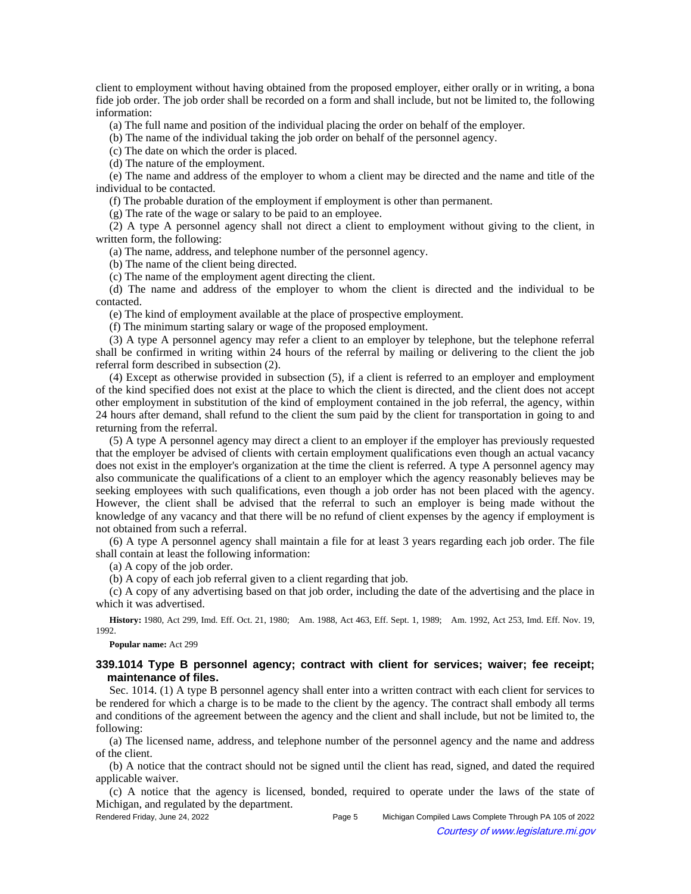client to employment without having obtained from the proposed employer, either orally or in writing, a bona fide job order. The job order shall be recorded on a form and shall include, but not be limited to, the following information:

(a) The full name and position of the individual placing the order on behalf of the employer.

(b) The name of the individual taking the job order on behalf of the personnel agency.

(c) The date on which the order is placed.

(d) The nature of the employment.

(e) The name and address of the employer to whom a client may be directed and the name and title of the individual to be contacted.

(f) The probable duration of the employment if employment is other than permanent.

(g) The rate of the wage or salary to be paid to an employee.

(2) A type A personnel agency shall not direct a client to employment without giving to the client, in written form, the following:

(a) The name, address, and telephone number of the personnel agency.

(b) The name of the client being directed.

(c) The name of the employment agent directing the client.

(d) The name and address of the employer to whom the client is directed and the individual to be contacted.

(e) The kind of employment available at the place of prospective employment.

(f) The minimum starting salary or wage of the proposed employment.

(3) A type A personnel agency may refer a client to an employer by telephone, but the telephone referral shall be confirmed in writing within 24 hours of the referral by mailing or delivering to the client the job referral form described in subsection (2).

(4) Except as otherwise provided in subsection (5), if a client is referred to an employer and employment of the kind specified does not exist at the place to which the client is directed, and the client does not accept other employment in substitution of the kind of employment contained in the job referral, the agency, within 24 hours after demand, shall refund to the client the sum paid by the client for transportation in going to and returning from the referral.

(5) A type A personnel agency may direct a client to an employer if the employer has previously requested that the employer be advised of clients with certain employment qualifications even though an actual vacancy does not exist in the employer's organization at the time the client is referred. A type A personnel agency may also communicate the qualifications of a client to an employer which the agency reasonably believes may be seeking employees with such qualifications, even though a job order has not been placed with the agency. However, the client shall be advised that the referral to such an employer is being made without the knowledge of any vacancy and that there will be no refund of client expenses by the agency if employment is not obtained from such a referral.

(6) A type A personnel agency shall maintain a file for at least 3 years regarding each job order. The file shall contain at least the following information:

(a) A copy of the job order.

(b) A copy of each job referral given to a client regarding that job.

(c) A copy of any advertising based on that job order, including the date of the advertising and the place in which it was advertised.

**History:** 1980, Act 299, Imd. Eff. Oct. 21, 1980; Am. 1988, Act 463, Eff. Sept. 1, 1989; Am. 1992, Act 253, Imd. Eff. Nov. 19, 1992.

**Popular name:** Act 299

### 339.1014 Type B personnel agency; contract with client for services; waiver; fee receipt; maintenance of files.

Sec. 1014. (1) A type B personnel agency shall enter into a written contract with each client for services to be rendered for which a charge is to be made to the client by the agency. The contract shall embody all terms and conditions of the agreement between the agency and the client and shall include, but not be limited to, the following:

(a) The licensed name, address, and telephone number of the personnel agency and the name and address of the client.

(b) A notice that the contract should not be signed until the client has read, signed, and dated the required applicable waiver.

(c) A notice that the agency is licensed, bonded, required to operate under the laws of the state of Michigan, and regulated by the department.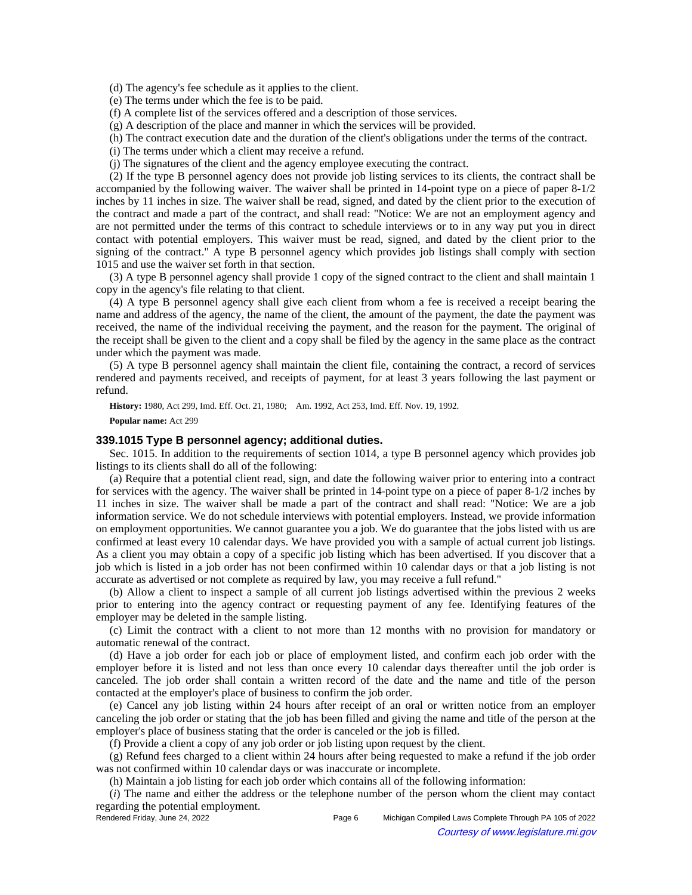(d) The agency's fee schedule as it applies to the client.

(e) The terms under which the fee is to be paid.

(f) A complete list of the services offered and a description of those services.

(g) A description of the place and manner in which the services will be provided.

(h) The contract execution date and the duration of the client's obligations under the terms of the contract.

(i) The terms under which a client may receive a refund.

(j) The signatures of the client and the agency employee executing the contract.

(2) If the type B personnel agency does not provide job listing services to its clients, the contract shall be accompanied by the following waiver. The waiver shall be printed in 14-point type on a piece of paper 8-1/2 inches by 11 inches in size. The waiver shall be read, signed, and dated by the client prior to the execution of the contract and made a part of the contract, and shall read: "Notice: We are not an employment agency and are not permitted under the terms of this contract to schedule interviews or to in any way put you in direct contact with potential employers. This waiver must be read, signed, and dated by the client prior to the signing of the contract." A type B personnel agency which provides job listings shall comply with section 1015 and use the waiver set forth in that section.

(3) A type B personnel agency shall provide 1 copy of the signed contract to the client and shall maintain 1 copy in the agency's file relating to that client.

(4) A type B personnel agency shall give each client from whom a fee is received a receipt bearing the name and address of the agency, the name of the client, the amount of the payment, the date the payment was received, the name of the individual receiving the payment, and the reason for the payment. The original of the receipt shall be given to the client and a copy shall be filed by the agency in the same place as the contract under which the payment was made.

(5) A type B personnel agency shall maintain the client file, containing the contract, a record of services rendered and payments received, and receipts of payment, for at least 3 years following the last payment or refund.

**History:** 1980, Act 299, Imd. Eff. Oct. 21, 1980; Am. 1992, Act 253, Imd. Eff. Nov. 19, 1992.

**Popular name:** Act 299

### 339.1015 Type B personnel agency; additional duties.

Sec. 1015. In addition to the requirements of section 1014, a type B personnel agency which provides job listings to its clients shall do all of the following:

(a) Require that a potential client read, sign, and date the following waiver prior to entering into a contract for services with the agency. The waiver shall be printed in 14-point type on a piece of paper 8-1/2 inches by 11 inches in size. The waiver shall be made a part of the contract and shall read: "Notice: We are a job information service. We do not schedule interviews with potential employers. Instead, we provide information on employment opportunities. We cannot guarantee you a job. We do guarantee that the jobs listed with us are confirmed at least every 10 calendar days. We have provided you with a sample of actual current job listings. As a client you may obtain a copy of a specific job listing which has been advertised. If you discover that a job which is listed in a job order has not been confirmed within 10 calendar days or that a job listing is not accurate as advertised or not complete as required by law, you may receive a full refund."

(b) Allow a client to inspect a sample of all current job listings advertised within the previous 2 weeks prior to entering into the agency contract or requesting payment of any fee. Identifying features of the employer may be deleted in the sample listing.

(c) Limit the contract with a client to not more than 12 months with no provision for mandatory or automatic renewal of the contract.

(d) Have a job order for each job or place of employment listed, and confirm each job order with the employer before it is listed and not less than once every 10 calendar days thereafter until the job order is canceled. The job order shall contain a written record of the date and the name and title of the person contacted at the employer's place of business to confirm the job order.

(e) Cancel any job listing within 24 hours after receipt of an oral or written notice from an employer canceling the job order or stating that the job has been filled and giving the name and title of the person at the employer's place of business stating that the order is canceled or the job is filled.

(f) Provide a client a copy of any job order or job listing upon request by the client.

(g) Refund fees charged to a client within 24 hours after being requested to make a refund if the job order was not confirmed within 10 calendar days or was inaccurate or incomplete.

(h) Maintain a job listing for each job order which contains all of the following information:

(*i*) The name and either the address or the telephone number of the person whom the client may contact regarding the potential employment.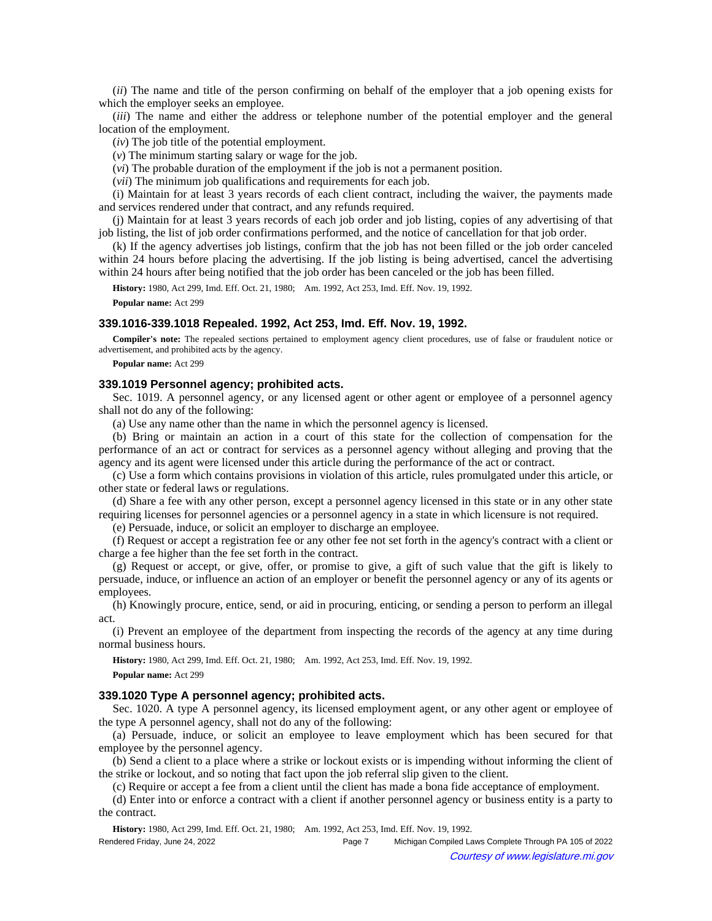(*ii*) The name and title of the person confirming on behalf of the employer that a job opening exists for which the employer seeks an employee.

(*iii*) The name and either the address or telephone number of the potential employer and the general location of the employment.

(*iv*) The job title of the potential employment.

(*v*) The minimum starting salary or wage for the job.

(*vi*) The probable duration of the employment if the job is not a permanent position.

(*vii*) The minimum job qualifications and requirements for each job.

(i) Maintain for at least 3 years records of each client contract, including the waiver, the payments made and services rendered under that contract, and any refunds required.

(j) Maintain for at least 3 years records of each job order and job listing, copies of any advertising of that job listing, the list of job order confirmations performed, and the notice of cancellation for that job order.

(k) If the agency advertises job listings, confirm that the job has not been filled or the job order canceled within 24 hours before placing the advertising. If the job listing is being advertised, cancel the advertising within 24 hours after being notified that the job order has been canceled or the job has been filled.

**History:** 1980, Act 299, Imd. Eff. Oct. 21, 1980; Am. 1992, Act 253, Imd. Eff. Nov. 19, 1992.

**Popular name:** Act 299

### 339.1016-339.1018 Repealed. 1992, Act 253, Imd. Eff. Nov. 19, 1992.

**Compiler's note:** The repealed sections pertained to employment agency client procedures, use of false or fraudulent notice or advertisement, and prohibited acts by the agency.

**Popular name:** Act 299

### 339.1019 Personnel agency; prohibited acts.

Sec. 1019. A personnel agency, or any licensed agent or other agent or employee of a personnel agency shall not do any of the following:

(a) Use any name other than the name in which the personnel agency is licensed.

(b) Bring or maintain an action in a court of this state for the collection of compensation for the performance of an act or contract for services as a personnel agency without alleging and proving that the agency and its agent were licensed under this article during the performance of the act or contract.

(c) Use a form which contains provisions in violation of this article, rules promulgated under this article, or other state or federal laws or regulations.

(d) Share a fee with any other person, except a personnel agency licensed in this state or in any other state requiring licenses for personnel agencies or a personnel agency in a state in which licensure is not required.

(e) Persuade, induce, or solicit an employer to discharge an employee.

(f) Request or accept a registration fee or any other fee not set forth in the agency's contract with a client or charge a fee higher than the fee set forth in the contract.

(g) Request or accept, or give, offer, or promise to give, a gift of such value that the gift is likely to persuade, induce, or influence an action of an employer or benefit the personnel agency or any of its agents or employees.

(h) Knowingly procure, entice, send, or aid in procuring, enticing, or sending a person to perform an illegal act.

(i) Prevent an employee of the department from inspecting the records of the agency at any time during normal business hours.

**History:** 1980, Act 299, Imd. Eff. Oct. 21, 1980; Am. 1992, Act 253, Imd. Eff. Nov. 19, 1992.

**Popular name:** Act 299

### 339.1020 Type A personnel agency; prohibited acts.

Sec. 1020. A type A personnel agency, its licensed employment agent, or any other agent or employee of the type A personnel agency, shall not do any of the following:

(a) Persuade, induce, or solicit an employee to leave employment which has been secured for that employee by the personnel agency.

(b) Send a client to a place where a strike or lockout exists or is impending without informing the client of the strike or lockout, and so noting that fact upon the job referral slip given to the client.

(c) Require or accept a fee from a client until the client has made a bona fide acceptance of employment.

(d) Enter into or enforce a contract with a client if another personnel agency or business entity is a party to the contract.

**History:** 1980, Act 299, Imd. Eff. Oct. 21, 1980; Am. 1992, Act 253, Imd. Eff. Nov. 19, 1992.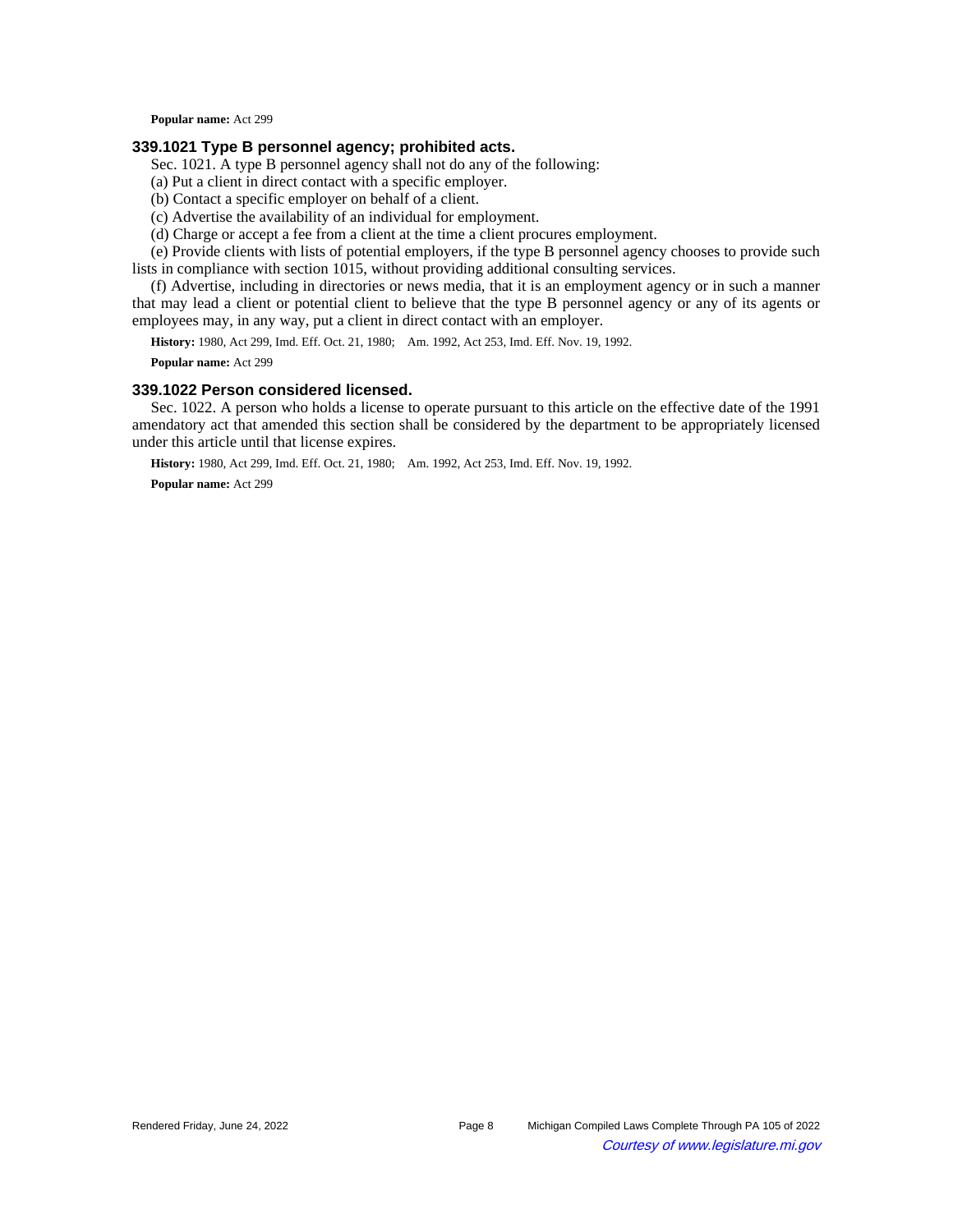**Popular name:** Act 299

### 339.1021 Type B personnel agency; prohibited acts.

Sec. 1021. A type B personnel agency shall not do any of the following:

(a) Put a client in direct contact with a specific employer.

(b) Contact a specific employer on behalf of a client.

(c) Advertise the availability of an individual for employment.

(d) Charge or accept a fee from a client at the time a client procures employment.

(e) Provide clients with lists of potential employers, if the type B personnel agency chooses to provide such lists in compliance with section 1015, without providing additional consulting services.

(f) Advertise, including in directories or news media, that it is an employment agency or in such a manner that may lead a client or potential client to believe that the type B personnel agency or any of its agents or employees may, in any way, put a client in direct contact with an employer.

**History:** 1980, Act 299, Imd. Eff. Oct. 21, 1980; Am. 1992, Act 253, Imd. Eff. Nov. 19, 1992.

**Popular name:** Act 299

### 339.1022 Person considered licensed.

Sec. 1022. A person who holds a license to operate pursuant to this article on the effective date of the 1991 amendatory act that amended this section shall be considered by the department to be appropriately licensed under this article until that license expires.

**History:** 1980, Act 299, Imd. Eff. Oct. 21, 1980; Am. 1992, Act 253, Imd. Eff. Nov. 19, 1992.

**Popular name:** Act 299